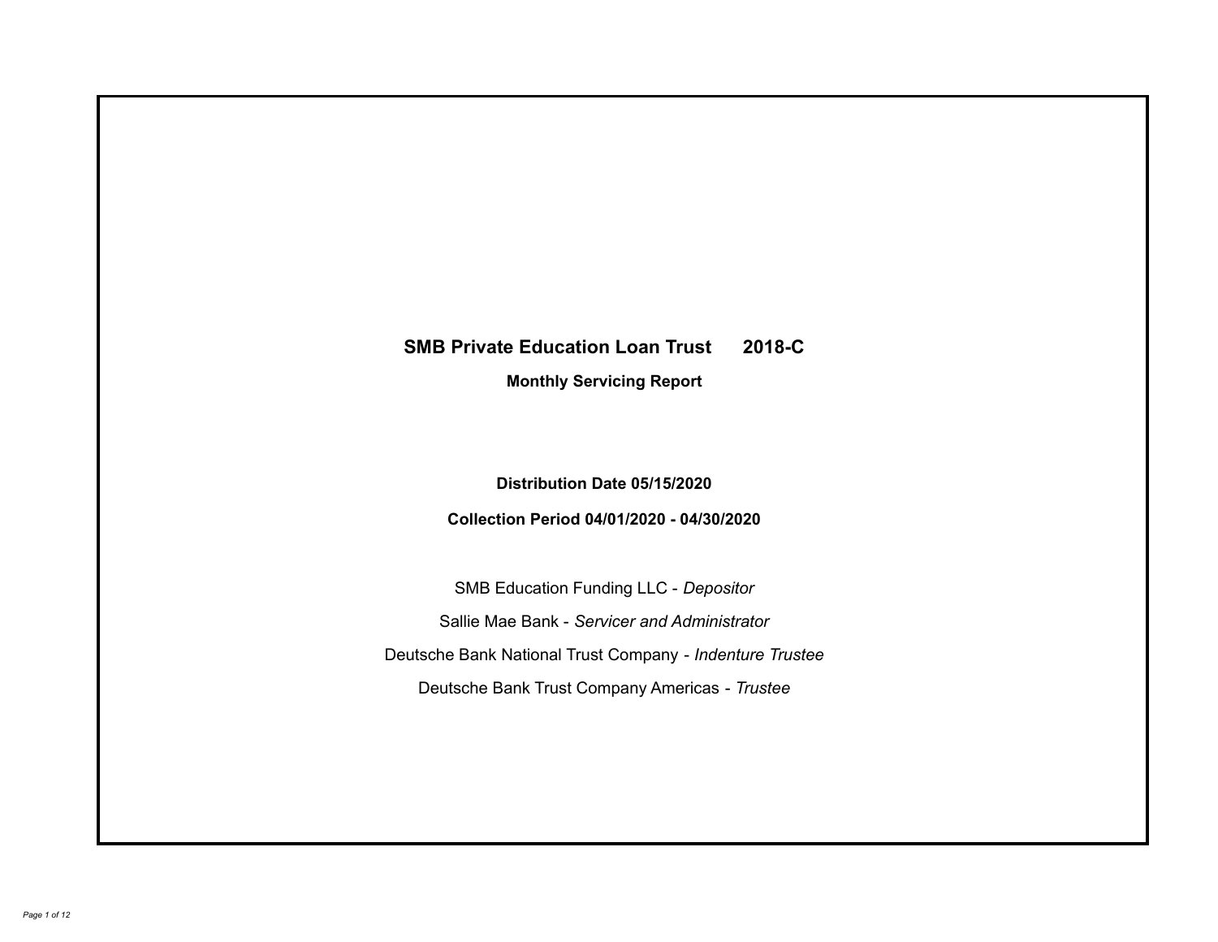# SMB Private Education Loan Trust 2018-C

## Monthly Servicing Report

**Distribution Date 05/15/2020**

**Collection Period 04/01/2020 - 04/30/2020**

SMB Education Funding LLC - *Depositor*

Sallie Mae Bank - *Servicer and Administrator*

Deutsche Bank National Trust Company - *Indenture Trustee*

Deutsche Bank Trust Company Americas - *Trustee*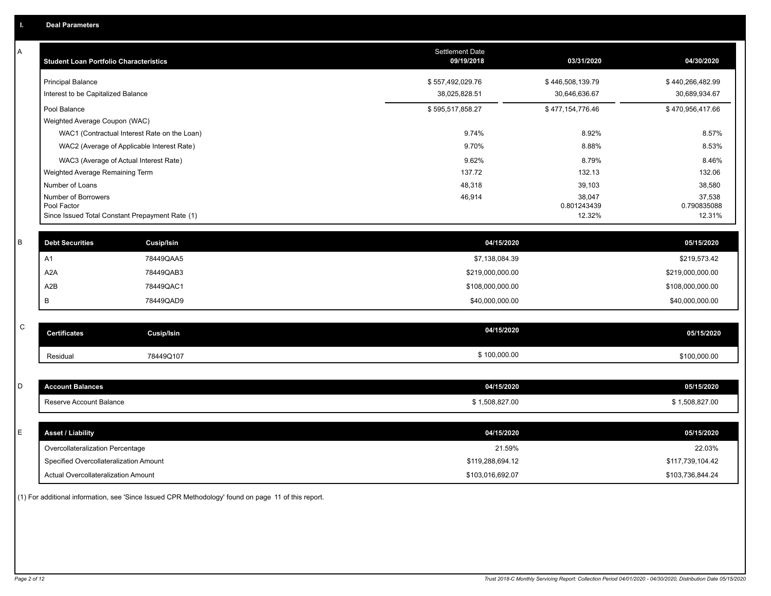# I. Deal Parameters

## A

| Student Loan Portfolio Characteristics | Settlement Date 09/19/2018 | 03/31/2020 | 04/30/2020 |
|---|---|---|---|
| Principal Balance | $ 557,492,029.76 | $ 446,508,139.79 | $ 440,266,482.99 |
| Interest to be Capitalized Balance | 38,025,828.51 | 30,646,636.67 | 30,689,934.67 |
| Pool Balance | $ 595,517,858.27 | $ 477,154,776.46 | $ 470,956,417.66 |
| Weighted Average Coupon (WAC) | | | |
| WAC1 (Contractual Interest Rate on the Loan) | 9.74% | 8.92% | 8.57% |
| WAC2 (Average of Applicable Interest Rate) | 9.70% | 8.88% | 8.53% |
| WAC3 (Average of Actual Interest Rate) | 9.62% | 8.79% | 8.46% |
| Weighted Average Remaining Term | 137.72 | 132.13 | 132.06 |
| Number of Loans | 48,318 | 39,103 | 38,580 |
| Number of Borrowers | 46,914 | 38,047 | 37,538 |
| Pool Factor | | 0.801243439 | 0.790835088 |
| Since Issued Total Constant Prepayment Rate (1) | | 12.32% | 12.31% |

## B

| Debt Securities | Cusip/Isin | 04/15/2020 | 05/15/2020 |
|---|---|---|---|
| A1 | 78449QAA5 | $7,138,084.39 | $219,573.42 |
| A2A | 78449QAB3 | $219,000,000.00 | $219,000,000.00 |
| A2B | 78449QAC1 | $108,000,000.00 | $108,000,000.00 |
| B | 78449QAD9 | $40,000,000.00 | $40,000,000.00 |

## C

| Certificates | Cusip/Isin | 04/15/2020 | 05/15/2020 |
|---|---|---|---|
| Residual | 78449Q107 | $ 100,000.00 | $100,000.00 |

## D

| Account Balances | 04/15/2020 | 05/15/2020 |
|---|---|---|
| Reserve Account Balance | $ 1,508,827.00 | $ 1,508,827.00 |

## E

| Asset / Liability | 04/15/2020 | 05/15/2020 |
|---|---|---|
| Overcollateralization Percentage | 21.59% | 22.03% |
| Specified Overcollateralization Amount | $119,288,694.12 | $117,739,104.42 |
| Actual Overcollateralization Amount | $103,016,692.07 | $103,736,844.24 |

(1) For additional information, see 'Since Issued CPR Methodology' found on page 11 of this report.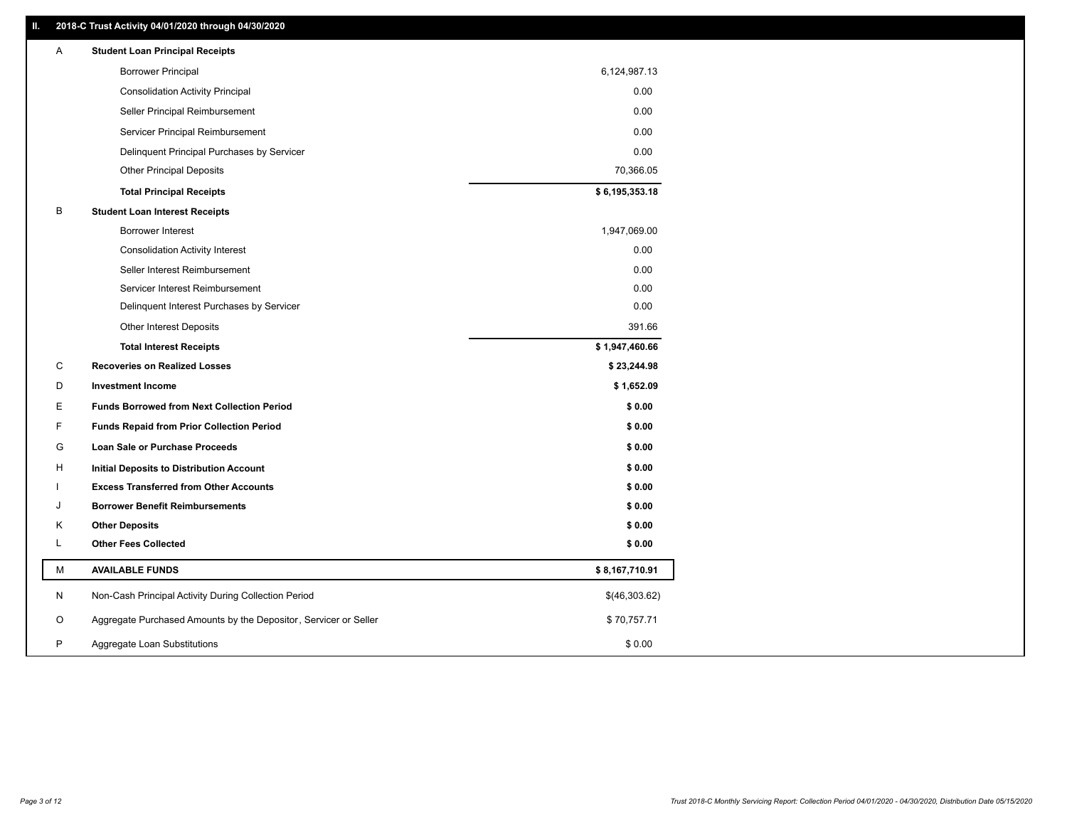## II. 2018-C Trust Activity 04/01/2020 through 04/30/2020

| | | |
|---|---|---|
| A | **Student Loan Principal Receipts** | |
| | Borrower Principal | 6,124,987.13 |
| | Consolidation Activity Principal | 0.00 |
| | Seller Principal Reimbursement | 0.00 |
| | Servicer Principal Reimbursement | 0.00 |
| | Delinquent Principal Purchases by Servicer | 0.00 |
| | Other Principal Deposits | 70,366.05 |
| | **Total Principal Receipts** | **$ 6,195,353.18** |
| B | **Student Loan Interest Receipts** | |
| | Borrower Interest | 1,947,069.00 |
| | Consolidation Activity Interest | 0.00 |
| | Seller Interest Reimbursement | 0.00 |
| | Servicer Interest Reimbursement | 0.00 |
| | Delinquent Interest Purchases by Servicer | 0.00 |
| | Other Interest Deposits | 391.66 |
| | **Total Interest Receipts** | **$ 1,947,460.66** |
| C | **Recoveries on Realized Losses** | **$ 23,244.98** |
| D | **Investment Income** | **$ 1,652.09** |
| E | **Funds Borrowed from Next Collection Period** | **$ 0.00** |
| F | **Funds Repaid from Prior Collection Period** | **$ 0.00** |
| G | **Loan Sale or Purchase Proceeds** | **$ 0.00** |
| H | **Initial Deposits to Distribution Account** | **$ 0.00** |
| I | **Excess Transferred from Other Accounts** | **$ 0.00** |
| J | **Borrower Benefit Reimbursements** | **$ 0.00** |
| K | **Other Deposits** | **$ 0.00** |
| L | **Other Fees Collected** | **$ 0.00** |
| M | **AVAILABLE FUNDS** | **$ 8,167,710.91** |
| N | Non-Cash Principal Activity During Collection Period | $(46,303.62) |
| O | Aggregate Purchased Amounts by the Depositor, Servicer or Seller | $ 70,757.71 |
| P | Aggregate Loan Substitutions | $ 0.00 |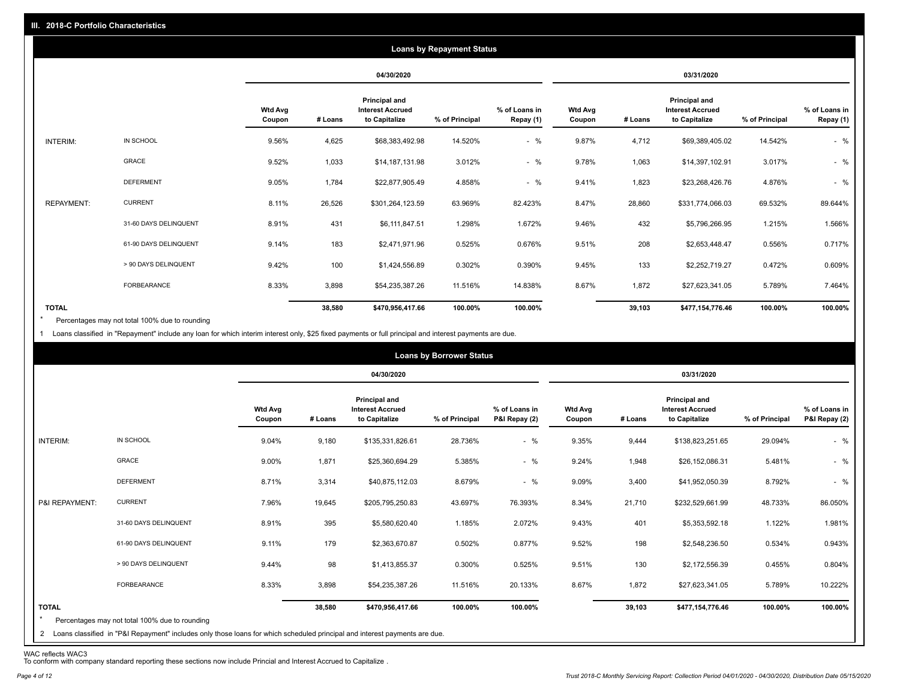## III. 2018-C Portfolio Characteristics

### Loans by Repayment Status

| | | 04/30/2020 | | | | | 03/31/2020 | | | | |
|---|---|---|---|---|---|---|---|---|---|---|---|
| | | Wtd Avg Coupon | # Loans | Principal and Interest Accrued to Capitalize | % of Principal | % of Loans in Repay (1) | Wtd Avg Coupon | # Loans | Principal and Interest Accrued to Capitalize | % of Principal | % of Loans in Repay (1) |
| INTERIM: | IN SCHOOL | 9.56% | 4,625 | $68,383,492.98 | 14.520% | - % | 9.87% | 4,712 | $69,389,405.02 | 14.542% | - % |
| | GRACE | 9.52% | 1,033 | $14,187,131.98 | 3.012% | - % | 9.78% | 1,063 | $14,397,102.91 | 3.017% | - % |
| | DEFERMENT | 9.05% | 1,784 | $22,877,905.49 | 4.858% | - % | 9.41% | 1,823 | $23,268,426.76 | 4.876% | - % |
| REPAYMENT: | CURRENT | 8.11% | 26,526 | $301,264,123.59 | 63.969% | 82.423% | 8.47% | 28,860 | $331,774,066.03 | 69.532% | 89.644% |
| | 31-60 DAYS DELINQUENT | 8.91% | 431 | $6,111,847.51 | 1.298% | 1.672% | 9.46% | 432 | $5,796,266.95 | 1.215% | 1.566% |
| | 61-90 DAYS DELINQUENT | 9.14% | 183 | $2,471,971.96 | 0.525% | 0.676% | 9.51% | 208 | $2,653,448.47 | 0.556% | 0.717% |
| | > 90 DAYS DELINQUENT | 9.42% | 100 | $1,424,556.89 | 0.302% | 0.390% | 9.45% | 133 | $2,252,719.27 | 0.472% | 0.609% |
| | FORBEARANCE | 8.33% | 3,898 | $54,235,387.26 | 11.516% | 14.838% | 8.67% | 1,872 | $27,623,341.05 | 5.789% | 7.464% |
| TOTAL | | | 38,580 | $470,956,417.66 | 100.00% | 100.00% | | 39,103 | $477,154,776.46 | 100.00% | 100.00% |

\* Percentages may not total 100% due to rounding

1 Loans classified in "Repayment" include any loan for which interim interest only, $25 fixed payments or full principal and interest payments are due.

### Loans by Borrower Status

| | | 04/30/2020 | | | | | 03/31/2020 | | | | |
|---|---|---|---|---|---|---|---|---|---|---|---|
| | | Wtd Avg Coupon | # Loans | Principal and Interest Accrued to Capitalize | % of Principal | % of Loans in P&I Repay (2) | Wtd Avg Coupon | # Loans | Principal and Interest Accrued to Capitalize | % of Principal | % of Loans in P&I Repay (2) |
| INTERIM: | IN SCHOOL | 9.04% | 9,180 | $135,331,826.61 | 28.736% | - % | 9.35% | 9,444 | $138,823,251.65 | 29.094% | - % |
| | GRACE | 9.00% | 1,871 | $25,360,694.29 | 5.385% | - % | 9.24% | 1,948 | $26,152,086.31 | 5.481% | - % |
| | DEFERMENT | 8.71% | 3,314 | $40,875,112.03 | 8.679% | - % | 9.09% | 3,400 | $41,952,050.39 | 8.792% | - % |
| P&I REPAYMENT: | CURRENT | 7.96% | 19,645 | $205,795,250.83 | 43.697% | 76.393% | 8.34% | 21,710 | $232,529,661.99 | 48.733% | 86.050% |
| | 31-60 DAYS DELINQUENT | 8.91% | 395 | $5,580,620.40 | 1.185% | 2.072% | 9.43% | 401 | $5,353,592.18 | 1.122% | 1.981% |
| | 61-90 DAYS DELINQUENT | 9.11% | 179 | $2,363,670.87 | 0.502% | 0.877% | 9.52% | 198 | $2,548,236.50 | 0.534% | 0.943% |
| | > 90 DAYS DELINQUENT | 9.44% | 98 | $1,413,855.37 | 0.300% | 0.525% | 9.51% | 130 | $2,172,556.39 | 0.455% | 0.804% |
| | FORBEARANCE | 8.33% | 3,898 | $54,235,387.26 | 11.516% | 20.133% | 8.67% | 1,872 | $27,623,341.05 | 5.789% | 10.222% |
| TOTAL | | | 38,580 | $470,956,417.66 | 100.00% | 100.00% | | 39,103 | $477,154,776.46 | 100.00% | 100.00% |

\* Percentages may not total 100% due to rounding

2 Loans classified in "P&I Repayment" includes only those loans for which scheduled principal and interest payments are due.

WAC reflects WAC3

To conform with company standard reporting these sections now include Princial and Interest Accrued to Capitalize .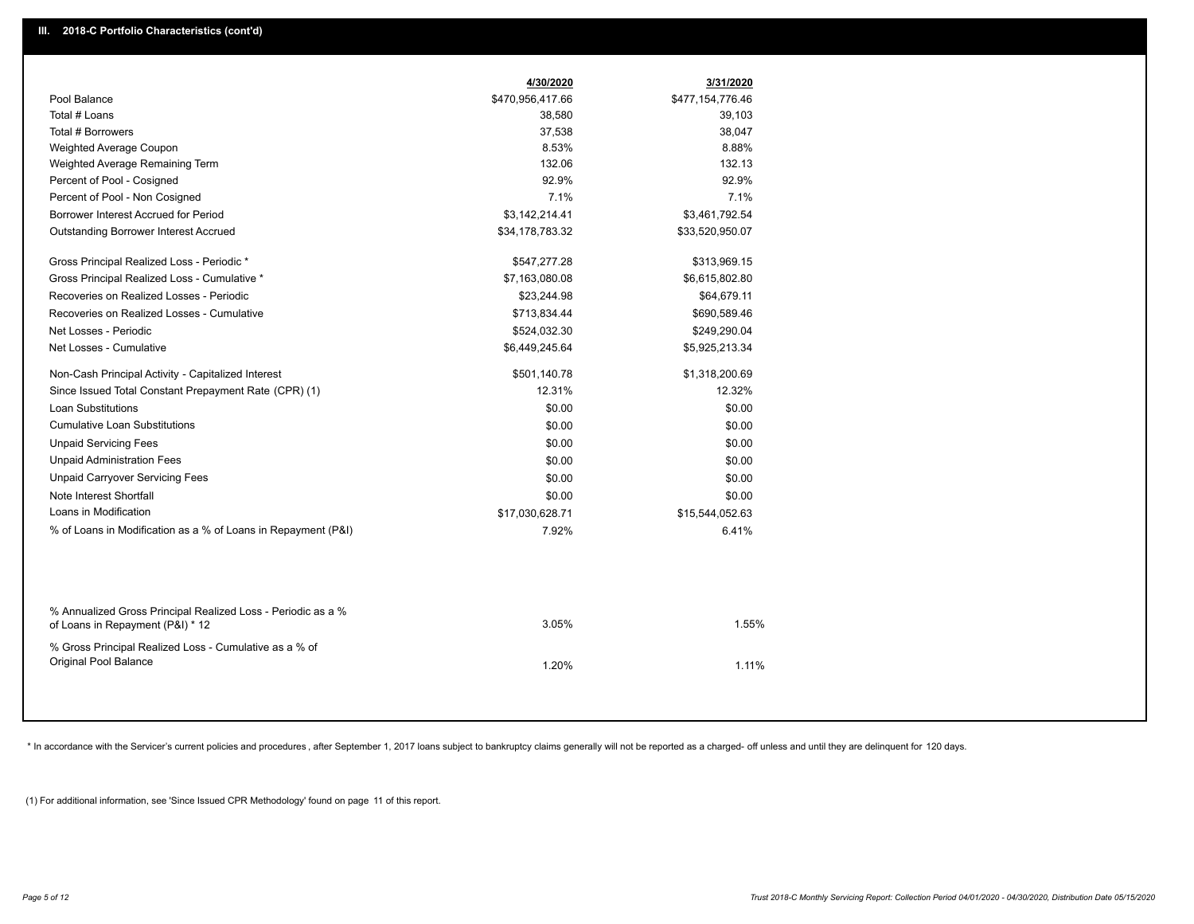## III. 2018-C Portfolio Characteristics (cont'd)

| | 4/30/2020 | 3/31/2020 |
|---|---|---|
| Pool Balance | $470,956,417.66 | $477,154,776.46 |
| Total # Loans | 38,580 | 39,103 |
| Total # Borrowers | 37,538 | 38,047 |
| Weighted Average Coupon | 8.53% | 8.88% |
| Weighted Average Remaining Term | 132.06 | 132.13 |
| Percent of Pool - Cosigned | 92.9% | 92.9% |
| Percent of Pool - Non Cosigned | 7.1% | 7.1% |
| Borrower Interest Accrued for Period | $3,142,214.41 | $3,461,792.54 |
| Outstanding Borrower Interest Accrued | $34,178,783.32 | $33,520,950.07 |
| Gross Principal Realized Loss - Periodic * | $547,277.28 | $313,969.15 |
| Gross Principal Realized Loss - Cumulative * | $7,163,080.08 | $6,615,802.80 |
| Recoveries on Realized Losses - Periodic | $23,244.98 | $64,679.11 |
| Recoveries on Realized Losses - Cumulative | $713,834.44 | $690,589.46 |
| Net Losses - Periodic | $524,032.30 | $249,290.04 |
| Net Losses - Cumulative | $6,449,245.64 | $5,925,213.34 |
| Non-Cash Principal Activity - Capitalized Interest | $501,140.78 | $1,318,200.69 |
| Since Issued Total Constant Prepayment Rate (CPR) (1) | 12.31% | 12.32% |
| Loan Substitutions | $0.00 | $0.00 |
| Cumulative Loan Substitutions | $0.00 | $0.00 |
| Unpaid Servicing Fees | $0.00 | $0.00 |
| Unpaid Administration Fees | $0.00 | $0.00 |
| Unpaid Carryover Servicing Fees | $0.00 | $0.00 |
| Note Interest Shortfall | $0.00 | $0.00 |
| Loans in Modification | $17,030,628.71 | $15,544,052.63 |
| % of Loans in Modification as a % of Loans in Repayment (P&I) | 7.92% | 6.41% |
| % Annualized Gross Principal Realized Loss - Periodic as a % of Loans in Repayment (P&I) * 12 | 3.05% | 1.55% |
| % Gross Principal Realized Loss - Cumulative as a % of Original Pool Balance | 1.20% | 1.11% |

* In accordance with the Servicer's current policies and procedures , after September 1, 2017 loans subject to bankruptcy claims generally will not be reported as a charged- off unless and until they are delinquent for 120 days.

(1) For additional information, see 'Since Issued CPR Methodology' found on page 11 of this report.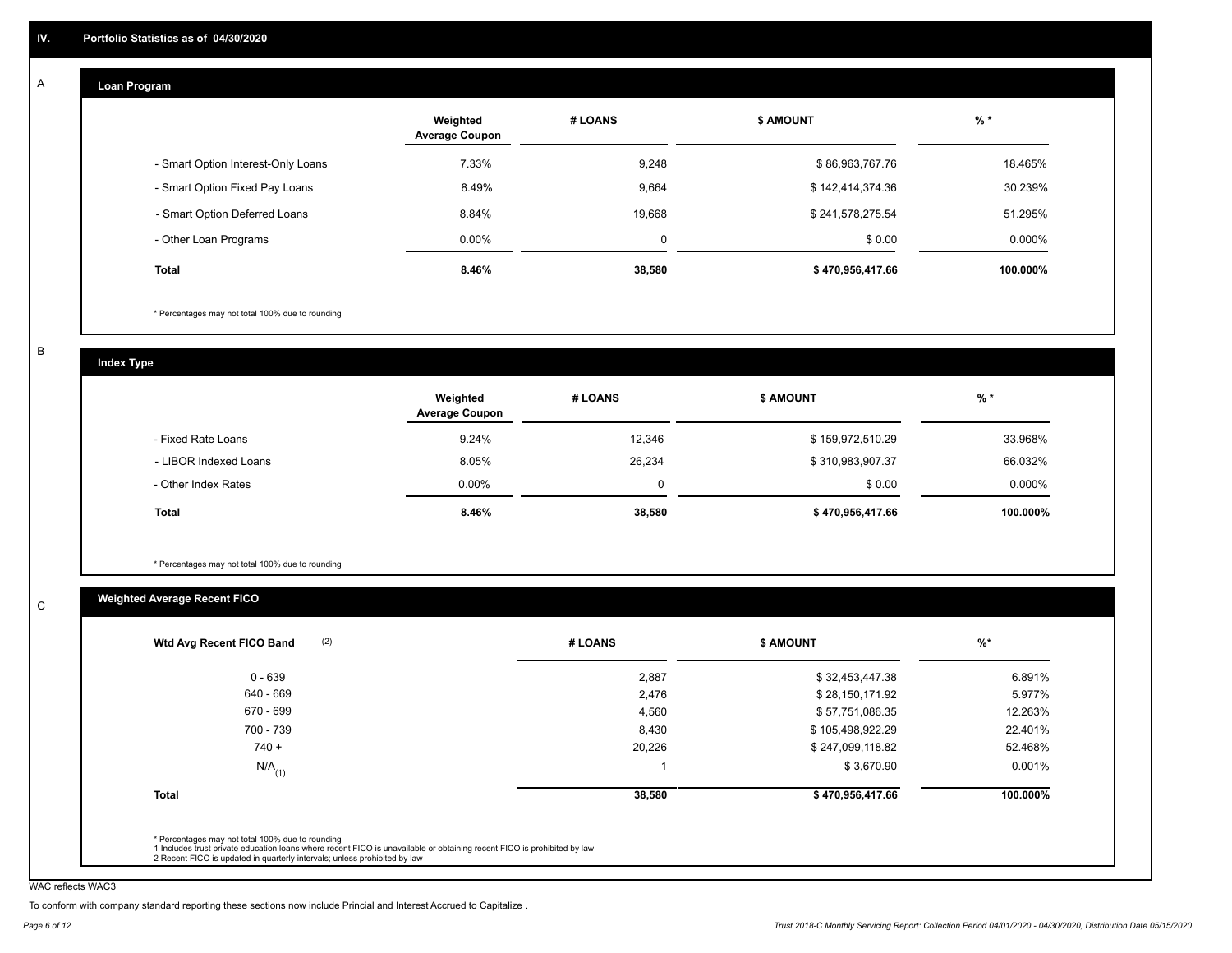## IV. Portfolio Statistics as of 04/30/2020

### A. Loan Program

| | Weighted Average Coupon | # LOANS | $ AMOUNT | % * |
|---|---|---|---|---|
| - Smart Option Interest-Only Loans | 7.33% | 9,248 | $ 86,963,767.76 | 18.465% |
| - Smart Option Fixed Pay Loans | 8.49% | 9,664 | $ 142,414,374.36 | 30.239% |
| - Smart Option Deferred Loans | 8.84% | 19,668 | $ 241,578,275.54 | 51.295% |
| - Other Loan Programs | 0.00% | 0 | $ 0.00 | 0.000% |
| **Total** | **8.46%** | **38,580** | **$ 470,956,417.66** | **100.000%** |

* Percentages may not total 100% due to rounding

### B. Index Type

| | Weighted Average Coupon | # LOANS | $ AMOUNT | % * |
|---|---|---|---|---|
| - Fixed Rate Loans | 9.24% | 12,346 | $ 159,972,510.29 | 33.968% |
| - LIBOR Indexed Loans | 8.05% | 26,234 | $ 310,983,907.37 | 66.032% |
| - Other Index Rates | 0.00% | 0 | $ 0.00 | 0.000% |
| **Total** | **8.46%** | **38,580** | **$ 470,956,417.66** | **100.000%** |

* Percentages may not total 100% due to rounding

### C. Weighted Average Recent FICO

| Wtd Avg Recent FICO Band (2) | # LOANS | $ AMOUNT | %* |
|---|---|---|---|
| 0 - 639 | 2,887 | $ 32,453,447.38 | 6.891% |
| 640 - 669 | 2,476 | $ 28,150,171.92 | 5.977% |
| 670 - 699 | 4,560 | $ 57,751,086.35 | 12.263% |
| 700 - 739 | 8,430 | $ 105,498,922.29 | 22.401% |
| 740 + | 20,226 | $ 247,099,118.82 | 52.468% |
| N/A (1) | 1 | $ 3,670.90 | 0.001% |
| **Total** | **38,580** | **$ 470,956,417.66** | **100.000%** |

* Percentages may not total 100% due to rounding
1 Includes trust private education loans where recent FICO is unavailable or obtaining recent FICO is prohibited by law
2 Recent FICO is updated in quarterly intervals; unless prohibited by law

WAC reflects WAC3

To conform with company standard reporting these sections now include Princial and Interest Accrued to Capitalize .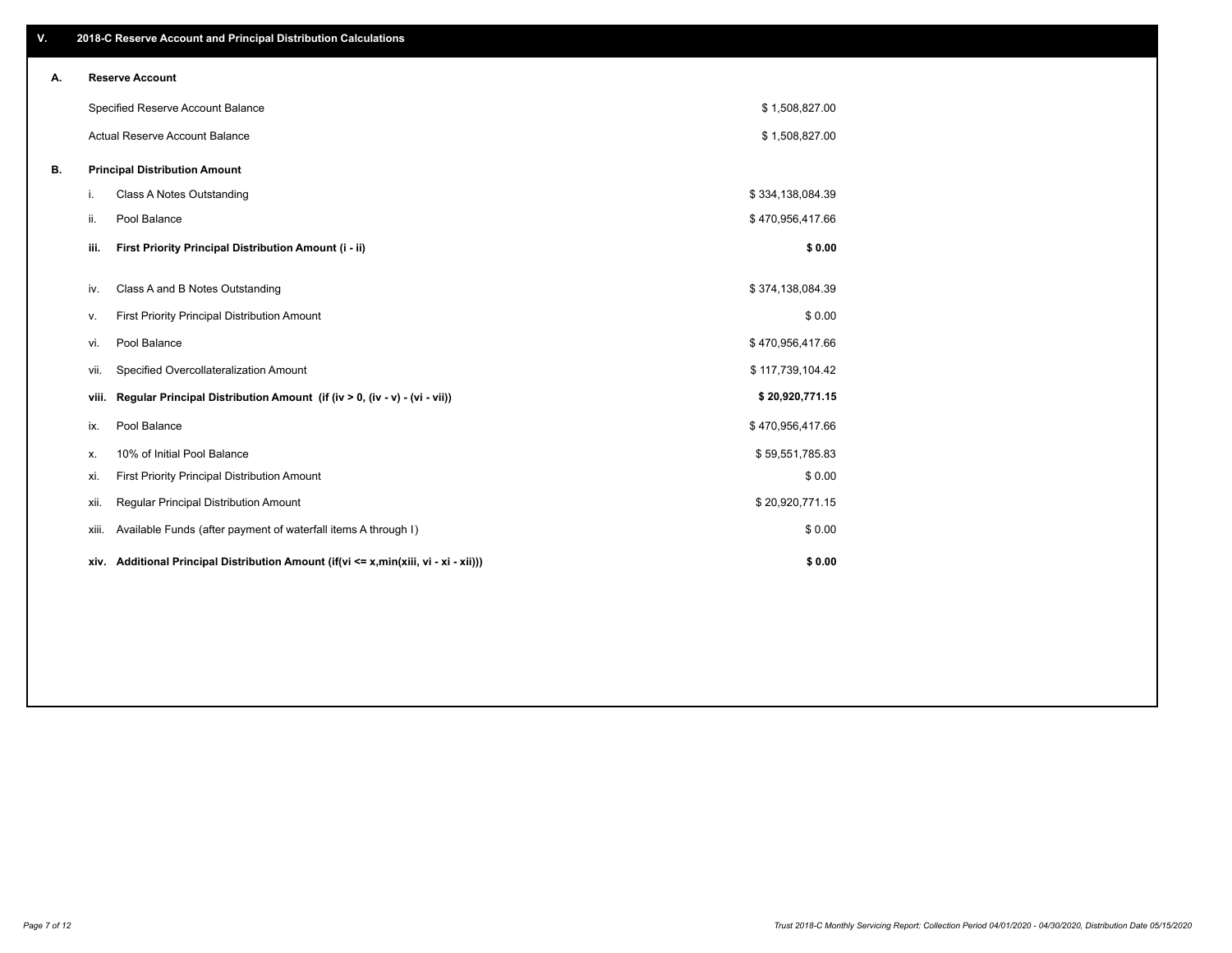## V. 2018-C Reserve Account and Principal Distribution Calculations

### A. Reserve Account

| | |
|---|---|
| Specified Reserve Account Balance | $ 1,508,827.00 |
| Actual Reserve Account Balance | $ 1,508,827.00 |

### B. Principal Distribution Amount

| | | |
|---|---|---|
| i. | Class A Notes Outstanding | $ 334,138,084.39 |
| ii. | Pool Balance | $ 470,956,417.66 |
| **iii.** | **First Priority Principal Distribution Amount (i - ii)** | **$ 0.00** |
| iv. | Class A and B Notes Outstanding | $ 374,138,084.39 |
| v. | First Priority Principal Distribution Amount | $ 0.00 |
| vi. | Pool Balance | $ 470,956,417.66 |
| vii. | Specified Overcollateralization Amount | $ 117,739,104.42 |
| **viii.** | **Regular Principal Distribution Amount (if (iv > 0, (iv - v) - (vi - vii))** | **$ 20,920,771.15** |
| ix. | Pool Balance | $ 470,956,417.66 |
| x. | 10% of Initial Pool Balance | $ 59,551,785.83 |
| xi. | First Priority Principal Distribution Amount | $ 0.00 |
| xii. | Regular Principal Distribution Amount | $ 20,920,771.15 |
| xiii. | Available Funds (after payment of waterfall items A through I) | $ 0.00 |
| **xiv.** | **Additional Principal Distribution Amount (if(vi <= x,min(xiii, vi - xi - xii)))** | **$ 0.00** |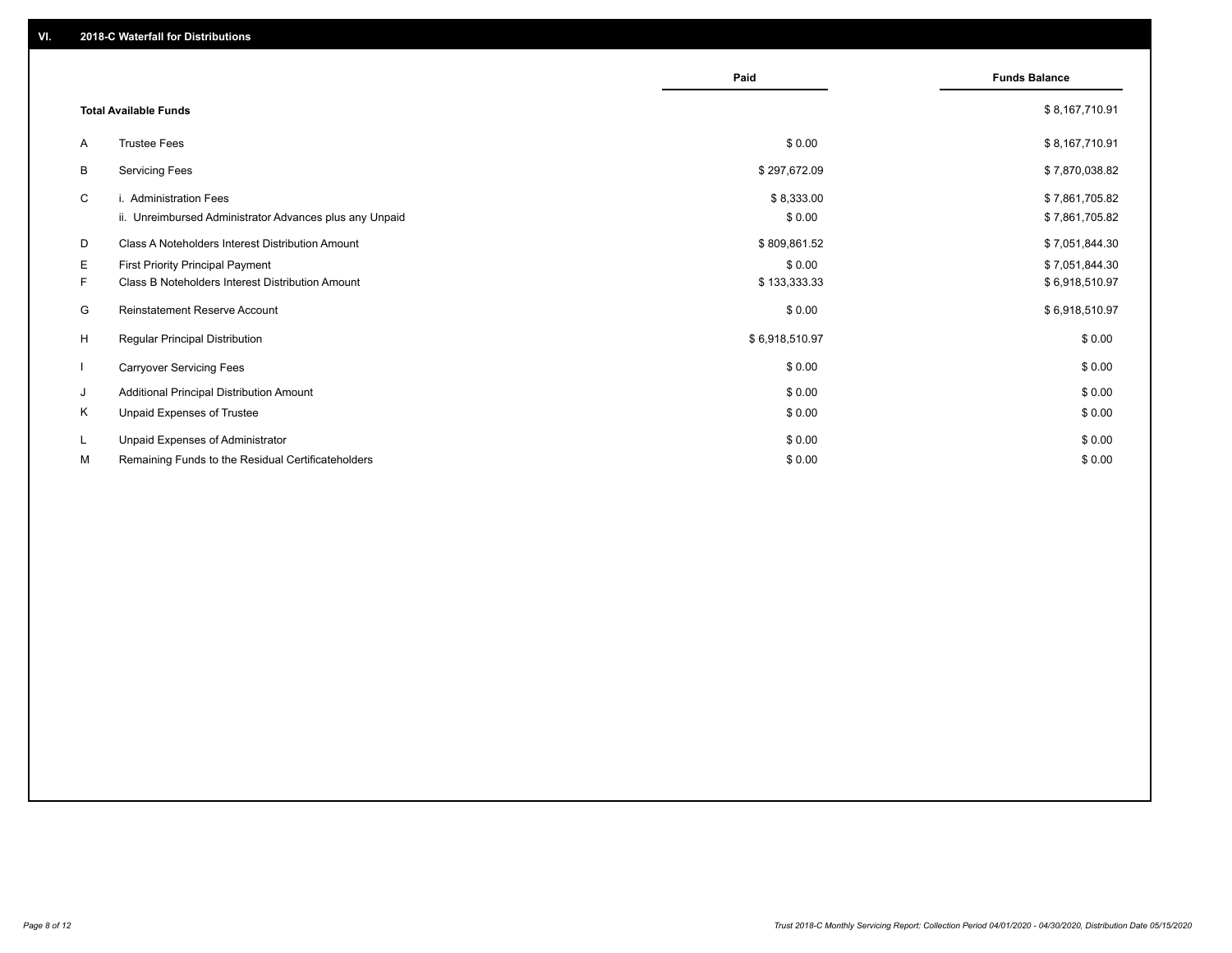## VI. 2018-C Waterfall for Distributions

| | | Paid | Funds Balance |
|---|---|---|---|
| | **Total Available Funds** | | $ 8,167,710.91 |
| A | Trustee Fees | $ 0.00 | $ 8,167,710.91 |
| B | Servicing Fees | $ 297,672.09 | $ 7,870,038.82 |
| C | i. Administration Fees | $ 8,333.00 | $ 7,861,705.82 |
| | ii. Unreimbursed Administrator Advances plus any Unpaid | $ 0.00 | $ 7,861,705.82 |
| D | Class A Noteholders Interest Distribution Amount | $ 809,861.52 | $ 7,051,844.30 |
| E | First Priority Principal Payment | $ 0.00 | $ 7,051,844.30 |
| F | Class B Noteholders Interest Distribution Amount | $ 133,333.33 | $ 6,918,510.97 |
| G | Reinstatement Reserve Account | $ 0.00 | $ 6,918,510.97 |
| H | Regular Principal Distribution | $ 6,918,510.97 | $ 0.00 |
| I | Carryover Servicing Fees | $ 0.00 | $ 0.00 |
| J | Additional Principal Distribution Amount | $ 0.00 | $ 0.00 |
| K | Unpaid Expenses of Trustee | $ 0.00 | $ 0.00 |
| L | Unpaid Expenses of Administrator | $ 0.00 | $ 0.00 |
| M | Remaining Funds to the Residual Certificateholders | $ 0.00 | $ 0.00 |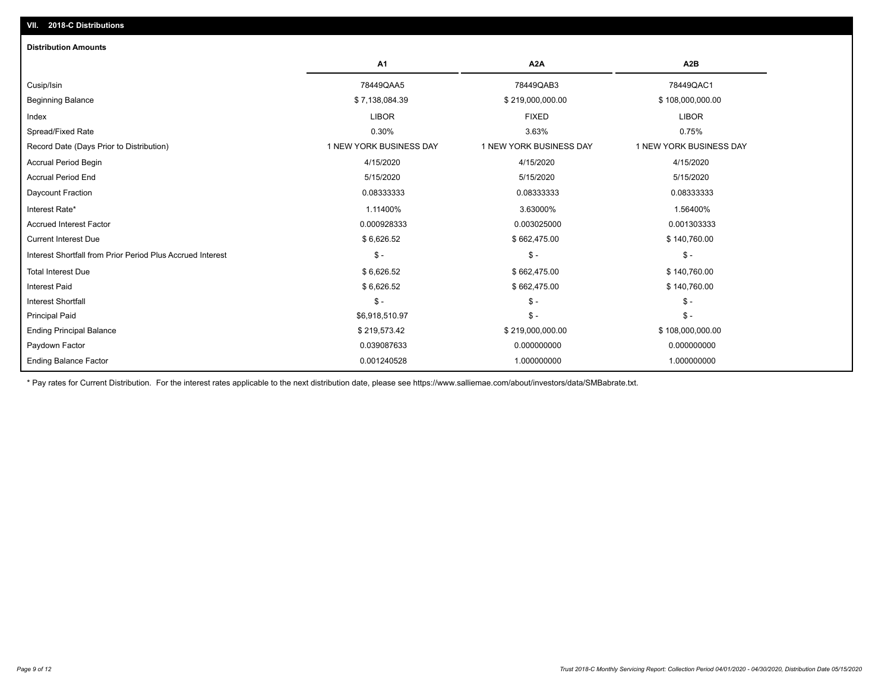## VII. 2018-C Distributions

### Distribution Amounts

| | A1 | A2A | A2B |
|---|---|---|---|
| Cusip/Isin | 78449QAA5 | 78449QAB3 | 78449QAC1 |
| Beginning Balance | $ 7,138,084.39 | $ 219,000,000.00 | $ 108,000,000.00 |
| Index | LIBOR | FIXED | LIBOR |
| Spread/Fixed Rate | 0.30% | 3.63% | 0.75% |
| Record Date (Days Prior to Distribution) | 1 NEW YORK BUSINESS DAY | 1 NEW YORK BUSINESS DAY | 1 NEW YORK BUSINESS DAY |
| Accrual Period Begin | 4/15/2020 | 4/15/2020 | 4/15/2020 |
| Accrual Period End | 5/15/2020 | 5/15/2020 | 5/15/2020 |
| Daycount Fraction | 0.08333333 | 0.08333333 | 0.08333333 |
| Interest Rate* | 1.11400% | 3.63000% | 1.56400% |
| Accrued Interest Factor | 0.000928333 | 0.003025000 | 0.001303333 |
| Current Interest Due | $ 6,626.52 | $ 662,475.00 | $ 140,760.00 |
| Interest Shortfall from Prior Period Plus Accrued Interest | $ - | $ - | $ - |
| Total Interest Due | $ 6,626.52 | $ 662,475.00 | $ 140,760.00 |
| Interest Paid | $ 6,626.52 | $ 662,475.00 | $ 140,760.00 |
| Interest Shortfall | $ - | $ - | $ - |
| Principal Paid | $6,918,510.97 | $ - | $ - |
| Ending Principal Balance | $ 219,573.42 | $ 219,000,000.00 | $ 108,000,000.00 |
| Paydown Factor | 0.039087633 | 0.000000000 | 0.000000000 |
| Ending Balance Factor | 0.001240528 | 1.000000000 | 1.000000000 |

* Pay rates for Current Distribution. For the interest rates applicable to the next distribution date, please see https://www.salliemae.com/about/investors/data/SMBabrate.txt.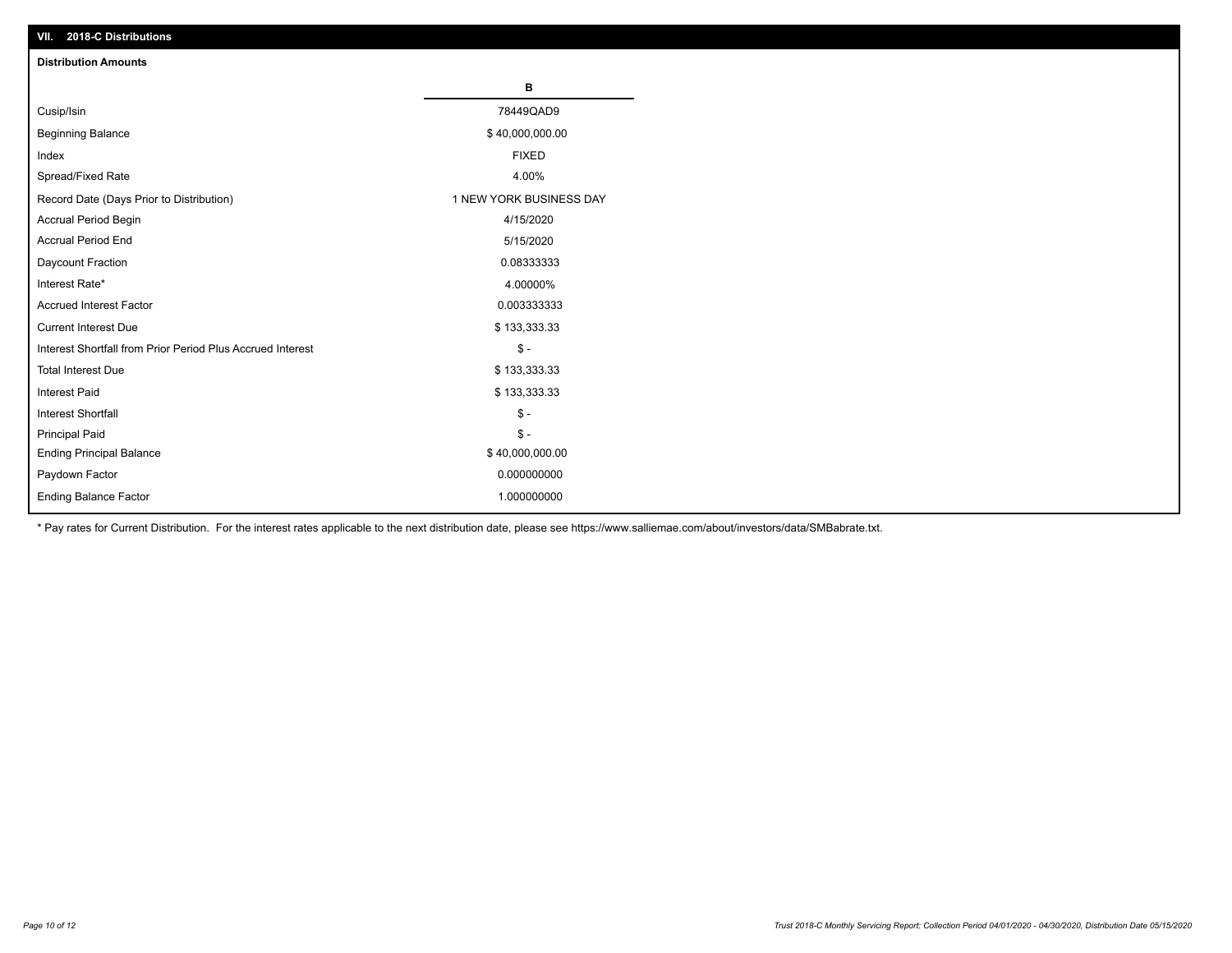## VII. 2018-C Distributions

### Distribution Amounts

| | B |
|---|---|
| Cusip/Isin | 78449QAD9 |
| Beginning Balance | $ 40,000,000.00 |
| Index | FIXED |
| Spread/Fixed Rate | 4.00% |
| Record Date (Days Prior to Distribution) | 1 NEW YORK BUSINESS DAY |
| Accrual Period Begin | 4/15/2020 |
| Accrual Period End | 5/15/2020 |
| Daycount Fraction | 0.08333333 |
| Interest Rate* | 4.00000% |
| Accrued Interest Factor | 0.003333333 |
| Current Interest Due | $ 133,333.33 |
| Interest Shortfall from Prior Period Plus Accrued Interest | $ - |
| Total Interest Due | $ 133,333.33 |
| Interest Paid | $ 133,333.33 |
| Interest Shortfall | $ - |
| Principal Paid | $ - |
| Ending Principal Balance | $ 40,000,000.00 |
| Paydown Factor | 0.000000000 |
| Ending Balance Factor | 1.000000000 |

* Pay rates for Current Distribution. For the interest rates applicable to the next distribution date, please see https://www.salliemae.com/about/investors/data/SMBabrate.txt.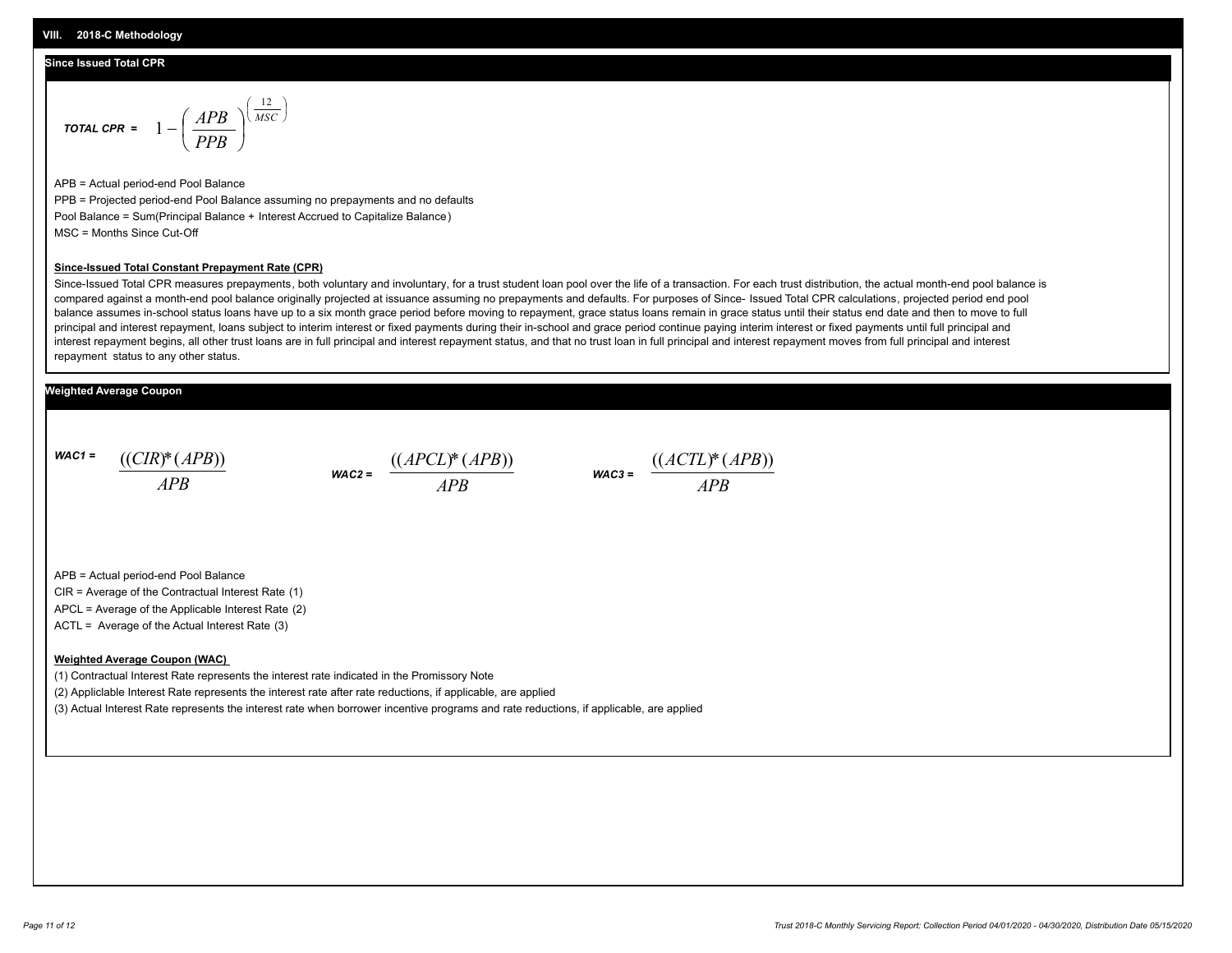## VIII. 2018-C Methodology

### Since Issued Total CPR

**TOTAL CPR =** $$1-\left(\frac{APB}{PPB}\right)^{\left(\frac{12}{MSC}\right)}$$

APB = Actual period-end Pool Balance

PPB = Projected period-end Pool Balance assuming no prepayments and no defaults

Pool Balance = Sum(Principal Balance + Interest Accrued to Capitalize Balance)

MSC = Months Since Cut-Off

**Since-Issued Total Constant Prepayment Rate (CPR)**

Since-Issued Total CPR measures prepayments, both voluntary and involuntary, for a trust student loan pool over the life of a transaction. For each trust distribution, the actual month-end pool balance is compared against a month-end pool balance originally projected at issuance assuming no prepayments and defaults. For purposes of Since- Issued Total CPR calculations, projected period end pool balance assumes in-school status loans have up to a six month grace period before moving to repayment, grace status loans remain in grace status until their status end date and then to move to full principal and interest repayment, loans subject to interim interest or fixed payments during their in-school and grace period continue paying interim interest or fixed payments until full principal and interest repayment begins, all other trust loans are in full principal and interest repayment status, and that no trust loan in full principal and interest repayment moves from full principal and interest repayment status to any other status.

### Weighted Average Coupon

**WAC1 =** $$\frac{((CIR)*(APB))}{APB}$$

**WAC2 =** $$\frac{((APCL)*(APB))}{APB}$$

**WAC3 =** $$\frac{((ACTL)*(APB))}{APB}$$

APB = Actual period-end Pool Balance

CIR = Average of the Contractual Interest Rate (1)

APCL = Average of the Applicable Interest Rate (2)

ACTL = Average of the Actual Interest Rate (3)

**Weighted Average Coupon (WAC)**

(1) Contractual Interest Rate represents the interest rate indicated in the Promissory Note

(2) Appliclable Interest Rate represents the interest rate after rate reductions, if applicable, are applied

(3) Actual Interest Rate represents the interest rate when borrower incentive programs and rate reductions, if applicable, are applied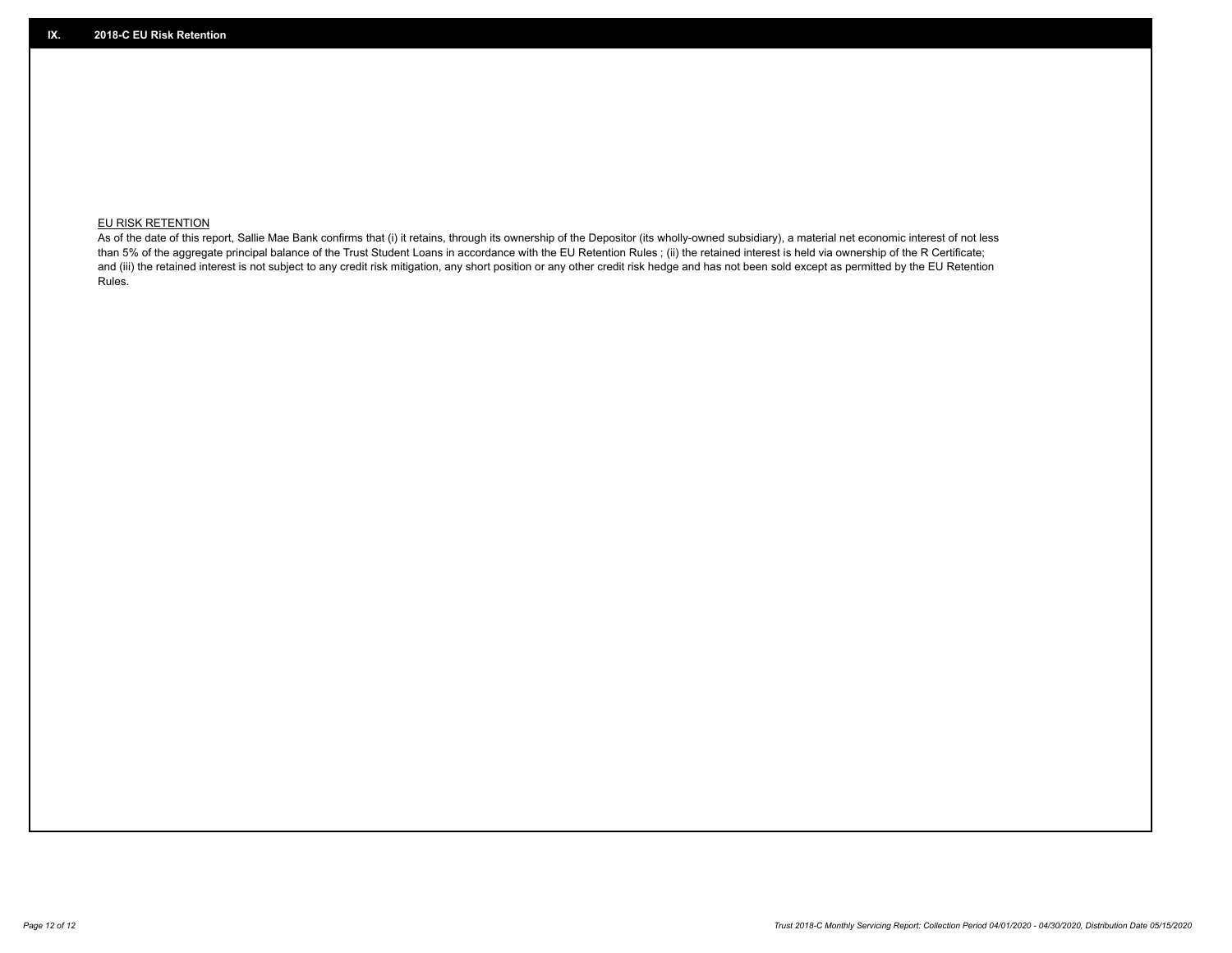## IX. 2018-C EU Risk Retention

EU RISK RETENTION

As of the date of this report, Sallie Mae Bank confirms that (i) it retains, through its ownership of the Depositor (its wholly-owned subsidiary), a material net economic interest of not less than 5% of the aggregate principal balance of the Trust Student Loans in accordance with the EU Retention Rules ; (ii) the retained interest is held via ownership of the R Certificate; and (iii) the retained interest is not subject to any credit risk mitigation, any short position or any other credit risk hedge and has not been sold except as permitted by the EU Retention Rules.